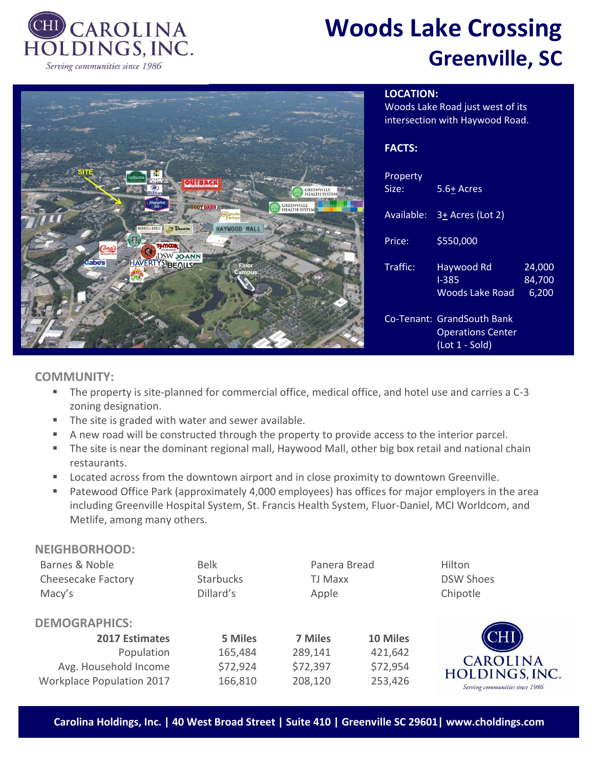CHI CAROLINA HOLDINGS, INC.
*Serving communities since 1986*

# Woods Lake Crossing
## Greenville, SC

**LOCATION:**
Woods Lake Road just west of its intersection with Haywood Road.

**FACTS:**

| | | |
|---|---|---|
| Property Size: | 5.6± Acres | |
| Available: | 3± Acres (Lot 2) | |
| Price: | $550,000 | |
| Traffic: | Haywood Rd | 24,000 |
| | I-385 | 84,700 |
| | Woods Lake Road | 6,200 |
| Co-Tenant: | GrandSouth Bank Operations Center (Lot 1 - Sold) | |

### COMMUNITY:

- The property is site-planned for commercial office, medical office, and hotel use and carries a C-3 zoning designation.
- The site is graded with water and sewer available.
- A new road will be constructed through the property to provide access to the interior parcel.
- The site is near the dominant regional mall, Haywood Mall, other big box retail and national chain restaurants.
- Located across from the downtown airport and in close proximity to downtown Greenville.
- Patewood Office Park (approximately 4,000 employees) has offices for major employers in the area including Greenville Hospital System, St. Francis Health System, Fluor-Daniel, MCI Worldcom, and Metlife, among many others.

### NEIGHBORHOOD:

| | | | |
|---|---|---|---|
| Barnes & Noble | Belk | Panera Bread | Hilton |
| Cheesecake Factory | Starbucks | TJ Maxx | DSW Shoes |
| Macy's | Dillard's | Apple | Chipotle |

### DEMOGRAPHICS:

| 2017 Estimates | 5 Miles | 7 Miles | 10 Miles |
|---|---|---|---|
| Population | 165,484 | 289,141 | 421,642 |
| Avg. Household Income | $72,924 | $72,397 | $72,954 |
| Workplace Population 2017 | 166,810 | 208,120 | 253,426 |

CHI CAROLINA HOLDINGS, INC.
*Serving communities since 1986*

**Carolina Holdings, Inc. | 40 West Broad Street | Suite 410 | Greenville SC 29601| www.choldings.com**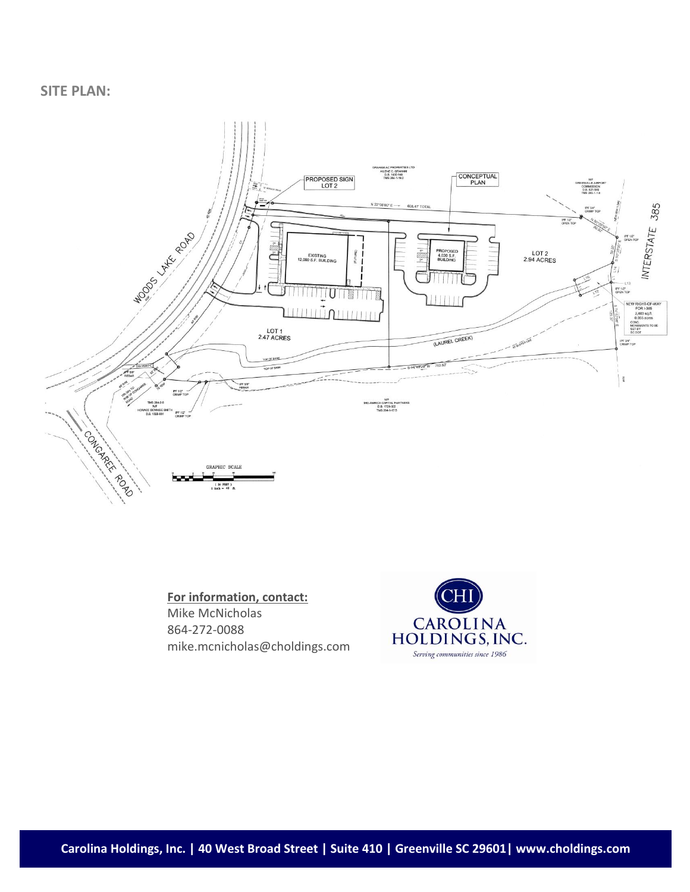## SITE PLAN:

WOODS LAKE ROAD

CONGAREE ROAD

INTERSTATE 385

PROPOSED SIGN LOT 2

CONCEPTUAL PLAN

EXISTING 12,000 S.F. BUILDING

PROPOSED 4,020 S.F. BUILDING

LOT 1 2.47 ACRES

LOT 2 2.94 ACRES

(LAUREL CREEK)

NEW RIGHT-OF-WAY FOR I-385 2,403 sq.ft. 0.055 acres

GRAPHIC SCALE

1 inch = 40 ft.

**For information, contact:**
Mike McNicholas
864-272-0088
mike.mcnicholas@choldings.com

CHI
CAROLINA HOLDINGS, INC.
*Serving communities since 1986*

**Carolina Holdings, Inc. | 40 West Broad Street | Suite 410 | Greenville SC 29601| www.choldings.com**